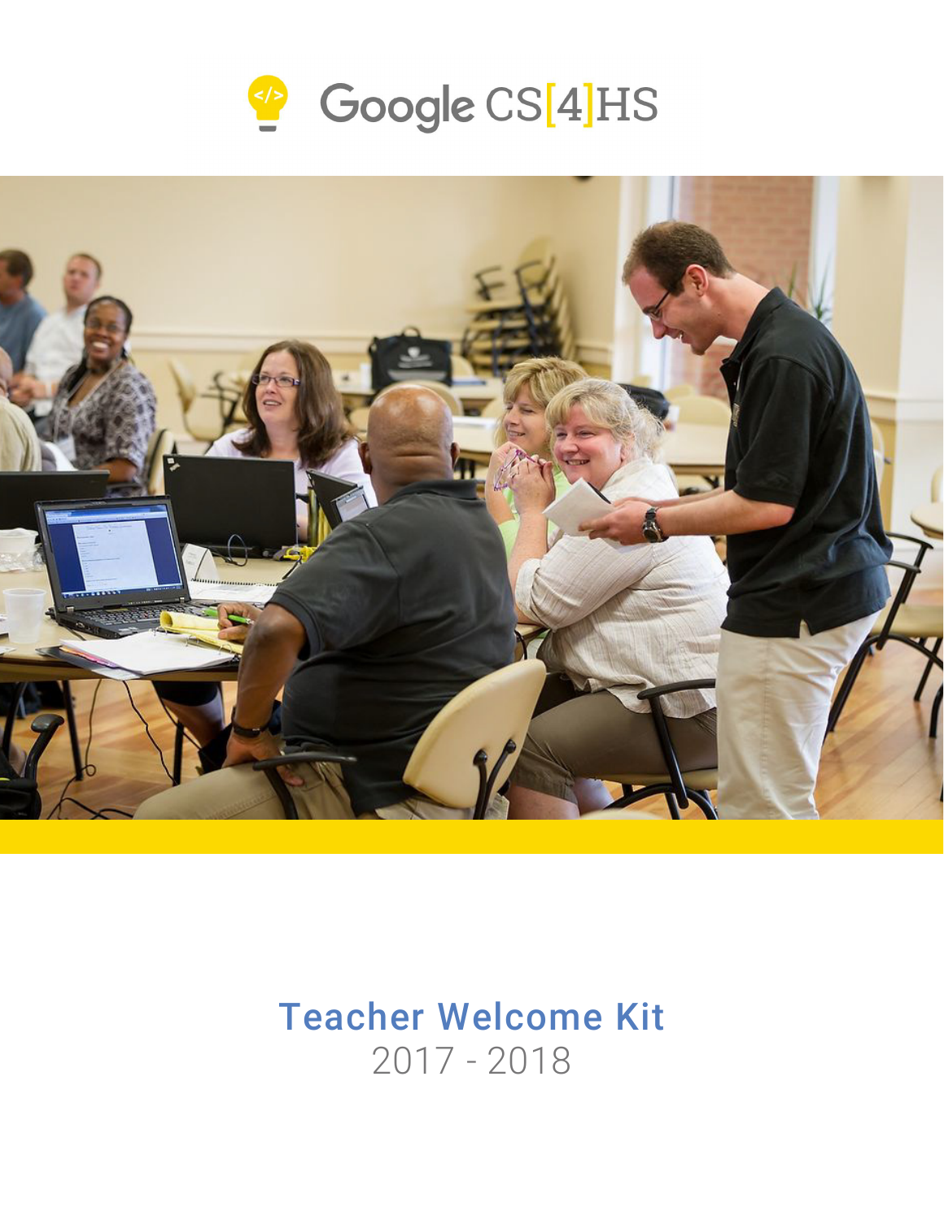Google CS[4]HS

# Teacher Welcome Kit

2017 - 2018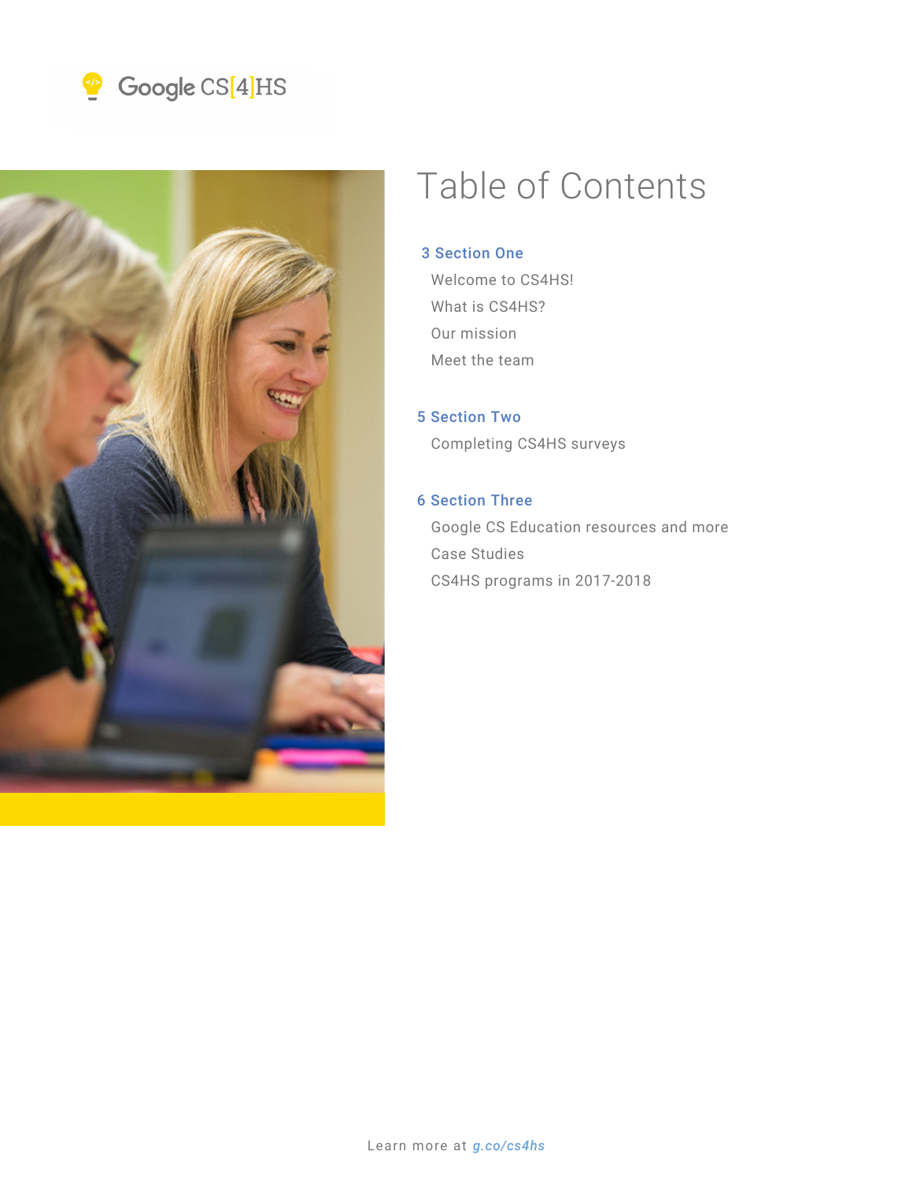Google CS[4]HS

# Table of Contents

**3 Section One**

Welcome to CS4HS!

What is CS4HS?

Our mission

Meet the team

**5 Section Two**

Completing CS4HS surveys

**6 Section Three**

Google CS Education resources and more

Case Studies

CS4HS programs in 2017-2018

Learn more at *g.co/cs4hs*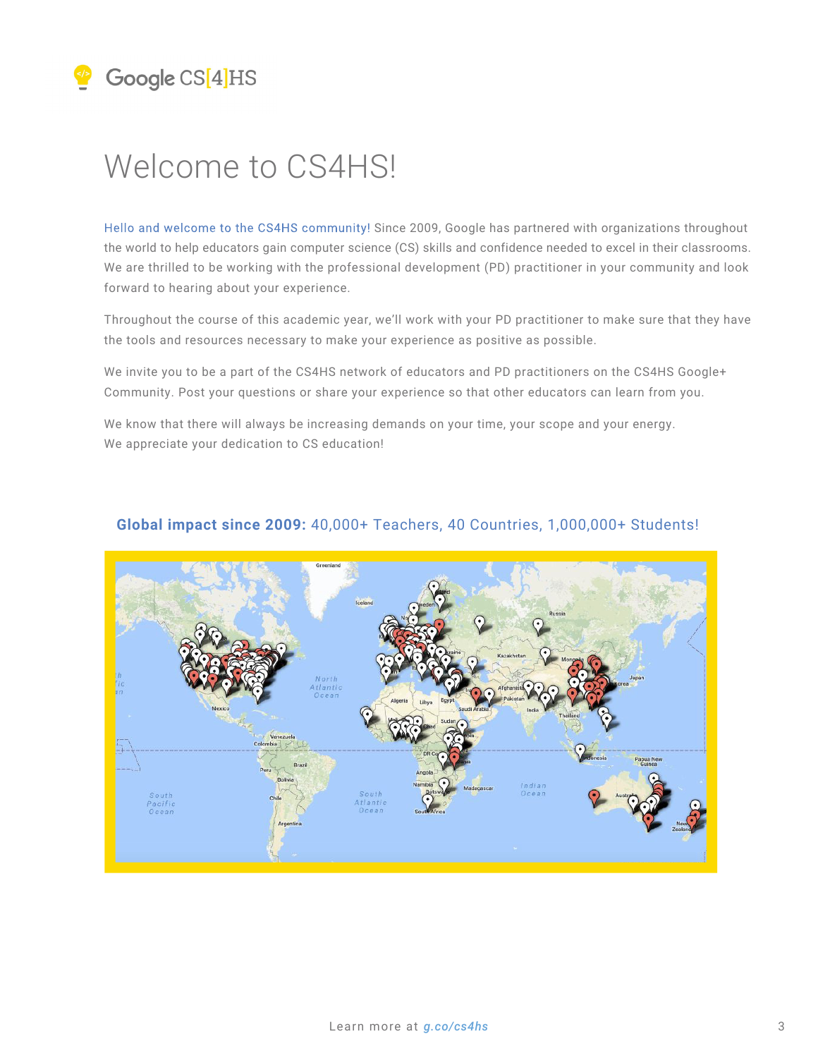# Welcome to CS4HS!

Hello and welcome to the CS4HS community! Since 2009, Google has partnered with organizations throughout the world to help educators gain computer science (CS) skills and confidence needed to excel in their classrooms. We are thrilled to be working with the professional development (PD) practitioner in your community and look forward to hearing about your experience.

Throughout the course of this academic year, we'll work with your PD practitioner to make sure that they have the tools and resources necessary to make your experience as positive as possible.

We invite you to be a part of the CS4HS network of educators and PD practitioners on the CS4HS Google+ Community. Post your questions or share your experience so that other educators can learn from you.

We know that there will always be increasing demands on your time, your scope and your energy. We appreciate your dedication to CS education!

**Global impact since 2009:** 40,000+ Teachers, 40 Countries, 1,000,000+ Students!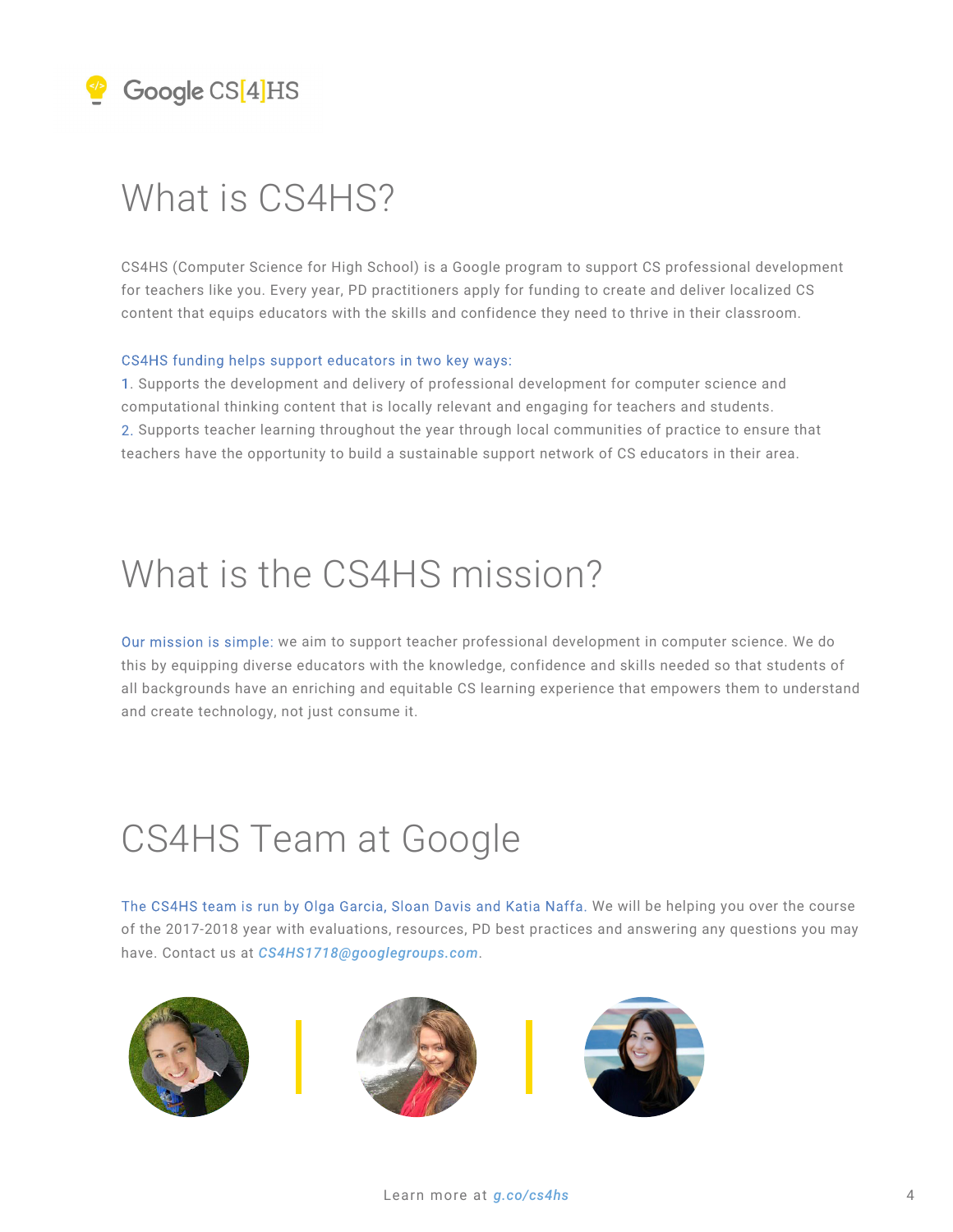# What is CS4HS?

CS4HS (Computer Science for High School) is a Google program to support CS professional development for teachers like you. Every year, PD practitioners apply for funding to create and deliver localized CS content that equips educators with the skills and confidence they need to thrive in their classroom.

CS4HS funding helps support educators in two key ways:

1. Supports the development and delivery of professional development for computer science and computational thinking content that is locally relevant and engaging for teachers and students.
2. Supports teacher learning throughout the year through local communities of practice to ensure that teachers have the opportunity to build a sustainable support network of CS educators in their area.

# What is the CS4HS mission?

Our mission is simple: we aim to support teacher professional development in computer science. We do this by equipping diverse educators with the knowledge, confidence and skills needed so that students of all backgrounds have an enriching and equitable CS learning experience that empowers them to understand and create technology, not just consume it.

# CS4HS Team at Google

The CS4HS team is run by Olga Garcia, Sloan Davis and Katia Naffa. We will be helping you over the course of the 2017-2018 year with evaluations, resources, PD best practices and answering any questions you may have. Contact us at *CS4HS1718@googlegroups.com*.

Learn more at *g.co/cs4hs*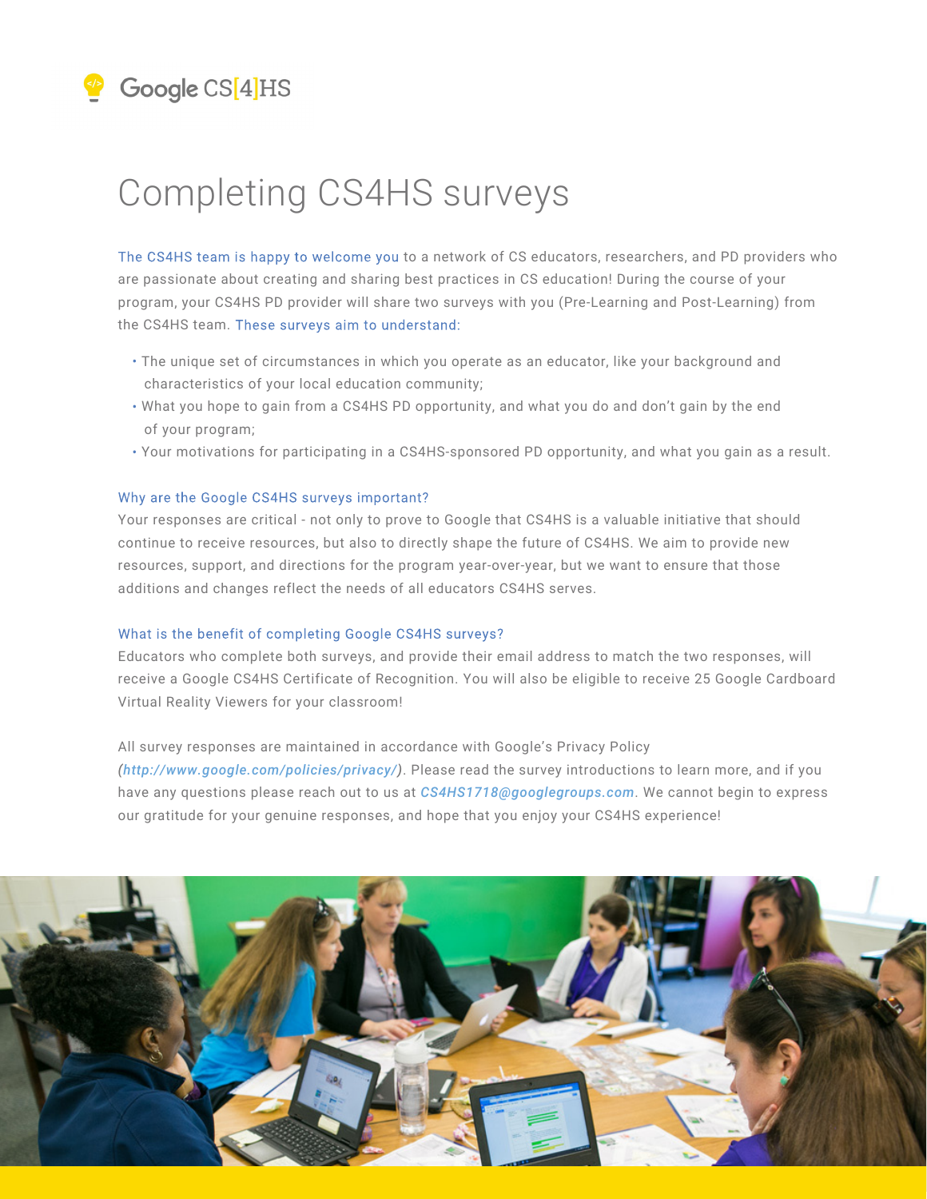Google CS[4]HS

# Completing CS4HS surveys

The CS4HS team is happy to welcome you to a network of CS educators, researchers, and PD providers who are passionate about creating and sharing best practices in CS education! During the course of your program, your CS4HS PD provider will share two surveys with you (Pre-Learning and Post-Learning) from the CS4HS team. These surveys aim to understand:

- The unique set of circumstances in which you operate as an educator, like your background and characteristics of your local education community;
- What you hope to gain from a CS4HS PD opportunity, and what you do and don't gain by the end of your program;
- Your motivations for participating in a CS4HS-sponsored PD opportunity, and what you gain as a result.

### Why are the Google CS4HS surveys important?

Your responses are critical - not only to prove to Google that CS4HS is a valuable initiative that should continue to receive resources, but also to directly shape the future of CS4HS. We aim to provide new resources, support, and directions for the program year-over-year, but we want to ensure that those additions and changes reflect the needs of all educators CS4HS serves.

### What is the benefit of completing Google CS4HS surveys?

Educators who complete both surveys, and provide their email address to match the two responses, will receive a Google CS4HS Certificate of Recognition. You will also be eligible to receive 25 Google Cardboard Virtual Reality Viewers for your classroom!

All survey responses are maintained in accordance with Google's Privacy Policy (*http://www.google.com/policies/privacy/*). Please read the survey introductions to learn more, and if you have any questions please reach out to us at *CS4HS1718@googlegroups.com*. We cannot begin to express our gratitude for your genuine responses, and hope that you enjoy your CS4HS experience!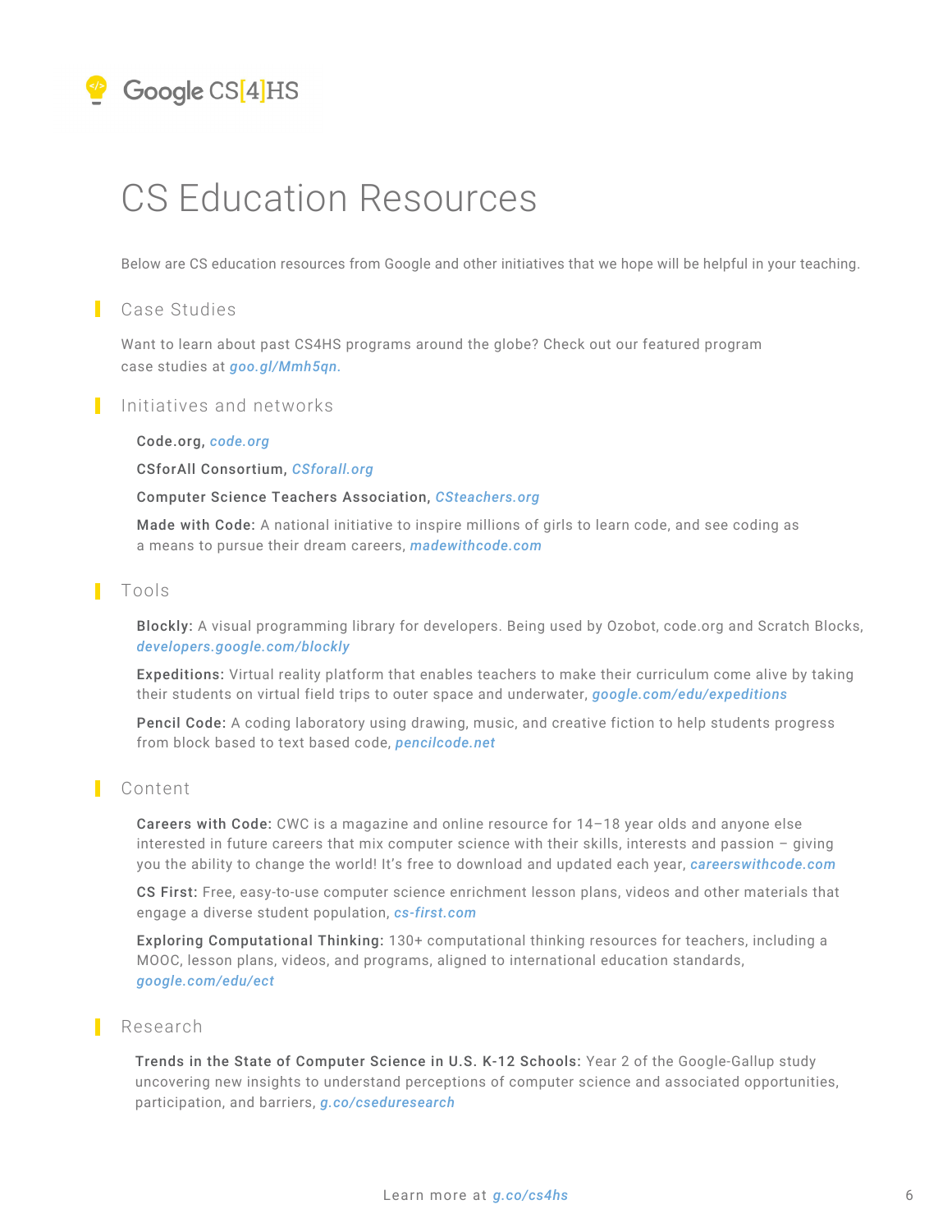# CS Education Resources

Below are CS education resources from Google and other initiatives that we hope will be helpful in your teaching.

## Case Studies

Want to learn about past CS4HS programs around the globe? Check out our featured program case studies at *goo.gl/Mmh5qn.*

## Initiatives and networks

**Code.org**, *code.org*

**CSforAll Consortium**, *CSforall.org*

**Computer Science Teachers Association**, *CSteachers.org*

**Made with Code:** A national initiative to inspire millions of girls to learn code, and see coding as a means to pursue their dream careers, *madewithcode.com*

## Tools

**Blockly:** A visual programming library for developers. Being used by Ozobot, code.org and Scratch Blocks, *developers.google.com/blockly*

**Expeditions:** Virtual reality platform that enables teachers to make their curriculum come alive by taking their students on virtual field trips to outer space and underwater, *google.com/edu/expeditions*

**Pencil Code:** A coding laboratory using drawing, music, and creative fiction to help students progress from block based to text based code, *pencilcode.net*

## Content

**Careers with Code:** CWC is a magazine and online resource for 14–18 year olds and anyone else interested in future careers that mix computer science with their skills, interests and passion – giving you the ability to change the world! It's free to download and updated each year, *careerswithcode.com*

**CS First:** Free, easy-to-use computer science enrichment lesson plans, videos and other materials that engage a diverse student population, *cs-first.com*

**Exploring Computational Thinking:** 130+ computational thinking resources for teachers, including a MOOC, lesson plans, videos, and programs, aligned to international education standards, *google.com/edu/ect*

## Research

**Trends in the State of Computer Science in U.S. K-12 Schools:** Year 2 of the Google-Gallup study uncovering new insights to understand perceptions of computer science and associated opportunities, participation, and barriers, *g.co/cseduresearch*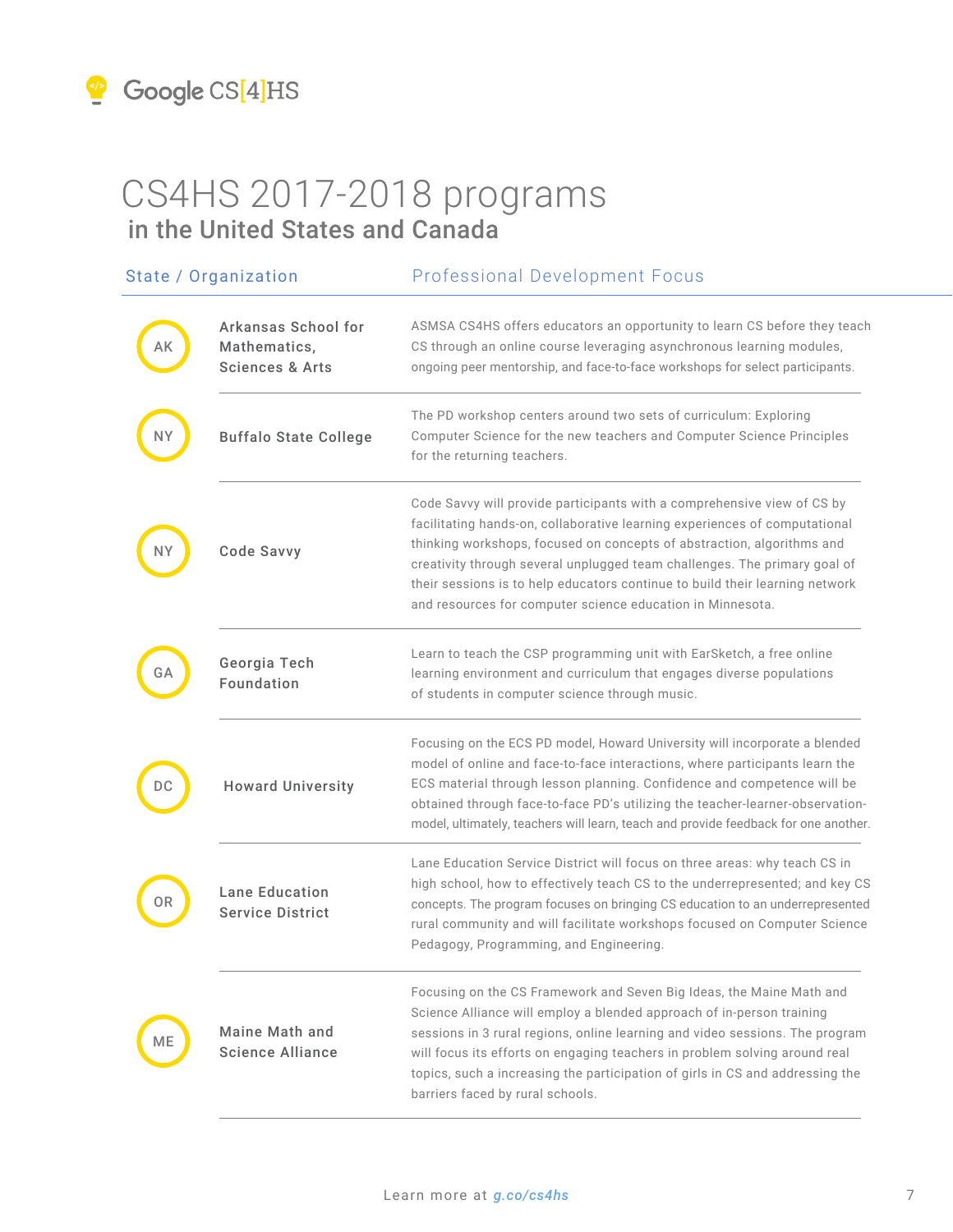# CS4HS 2017-2018 programs

## in the United States and Canada

| State | Organization | Professional Development Focus |
| --- | --- | --- |
| AK | Arkansas School for Mathematics, Sciences & Arts | ASMSA CS4HS offers educators an opportunity to learn CS before they teach CS through an online course leveraging asynchronous learning modules, ongoing peer mentorship, and face-to-face workshops for select participants. |
| NY | Buffalo State College | The PD workshop centers around two sets of curriculum: Exploring Computer Science for the new teachers and Computer Science Principles for the returning teachers. |
| NY | Code Savvy | Code Savvy will provide participants with a comprehensive view of CS by facilitating hands-on, collaborative learning experiences of computational thinking workshops, focused on concepts of abstraction, algorithms and creativity through several unplugged team challenges. The primary goal of their sessions is to help educators continue to build their learning network and resources for computer science education in Minnesota. |
| GA | Georgia Tech Foundation | Learn to teach the CSP programming unit with EarSketch, a free online learning environment and curriculum that engages diverse populations of students in computer science through music. |
| DC | Howard University | Focusing on the ECS PD model, Howard University will incorporate a blended model of online and face-to-face interactions, where participants learn the ECS material through lesson planning. Confidence and competence will be obtained through face-to-face PD's utilizing the teacher-learner-observation-model, ultimately, teachers will learn, teach and provide feedback for one another. |
| OR | Lane Education Service District | Lane Education Service District will focus on three areas: why teach CS in high school, how to effectively teach CS to the underrepresented; and key CS concepts. The program focuses on bringing CS education to an underrepresented rural community and will facilitate workshops focused on Computer Science Pedagogy, Programming, and Engineering. |
| ME | Maine Math and Science Alliance | Focusing on the CS Framework and Seven Big Ideas, the Maine Math and Science Alliance will employ a blended approach of in-person training sessions in 3 rural regions, online learning and video sessions. The program will focus its efforts on engaging teachers in problem solving around real topics, such a increasing the participation of girls in CS and addressing the barriers faced by rural schools. |

Learn more at g.co/cs4hs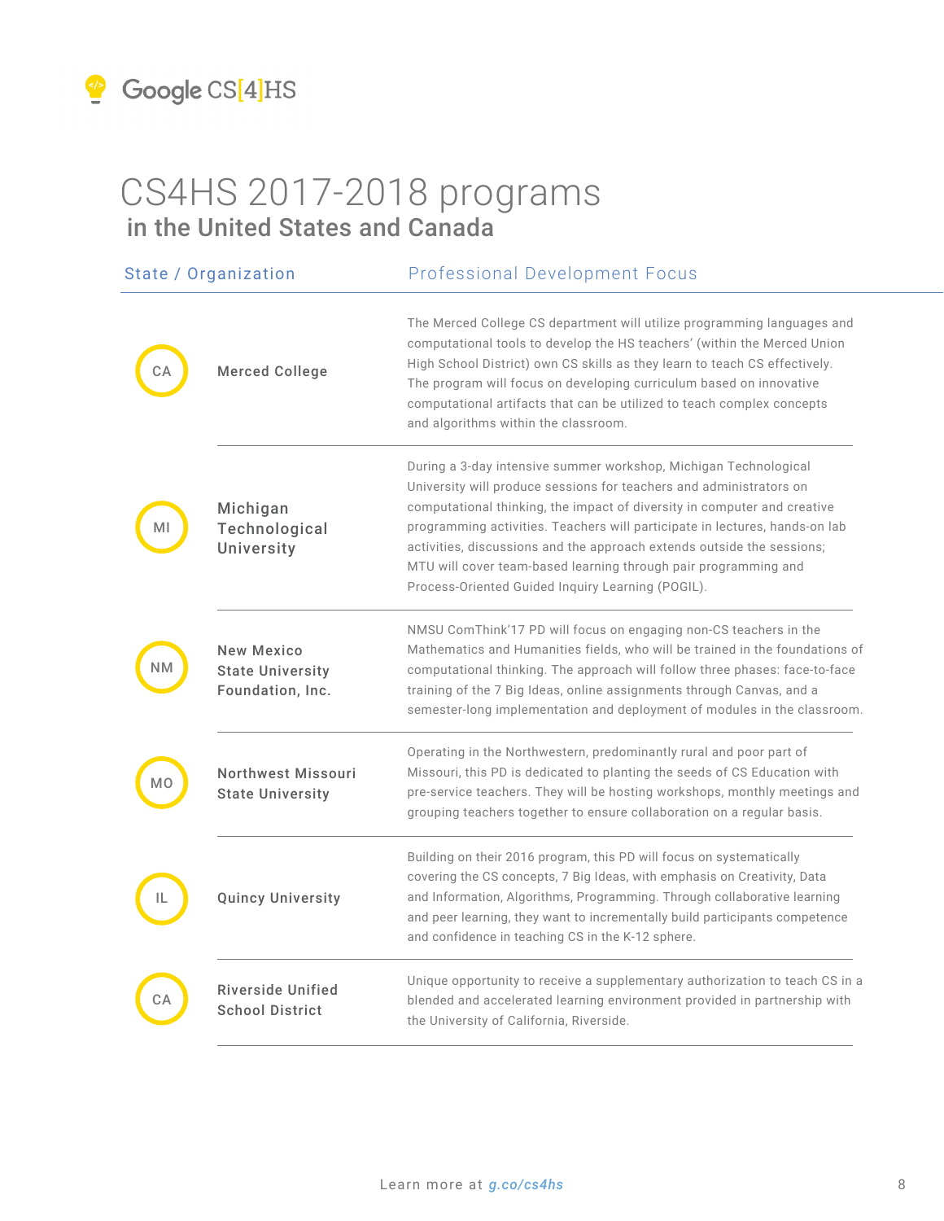# CS4HS 2017-2018 programs

## in the United States and Canada

| State / Organization | | Professional Development Focus |
|---|---|---|
| CA | Merced College | The Merced College CS department will utilize programming languages and computational tools to develop the HS teachers' (within the Merced Union High School District) own CS skills as they learn to teach CS effectively. The program will focus on developing curriculum based on innovative computational artifacts that can be utilized to teach complex concepts and algorithms within the classroom. |
| MI | Michigan Technological University | During a 3-day intensive summer workshop, Michigan Technological University will produce sessions for teachers and administrators on computational thinking, the impact of diversity in computer and creative programming activities. Teachers will participate in lectures, hands-on lab activities, discussions and the approach extends outside the sessions; MTU will cover team-based learning through pair programming and Process-Oriented Guided Inquiry Learning (POGIL). |
| NM | New Mexico State University Foundation, Inc. | NMSU ComThink'17 PD will focus on engaging non-CS teachers in the Mathematics and Humanities fields, who will be trained in the foundations of computational thinking. The approach will follow three phases: face-to-face training of the 7 Big Ideas, online assignments through Canvas, and a semester-long implementation and deployment of modules in the classroom. |
| MO | Northwest Missouri State University | Operating in the Northwestern, predominantly rural and poor part of Missouri, this PD is dedicated to planting the seeds of CS Education with pre-service teachers. They will be hosting workshops, monthly meetings and grouping teachers together to ensure collaboration on a regular basis. |
| IL | Quincy University | Building on their 2016 program, this PD will focus on systematically covering the CS concepts, 7 Big Ideas, with emphasis on Creativity, Data and Information, Algorithms, Programming. Through collaborative learning and peer learning, they want to incrementally build participants competence and confidence in teaching CS in the K-12 sphere. |
| CA | Riverside Unified School District | Unique opportunity to receive a supplementary authorization to teach CS in a blended and accelerated learning environment provided in partnership with the University of California, Riverside. |

Learn more at g.co/cs4hs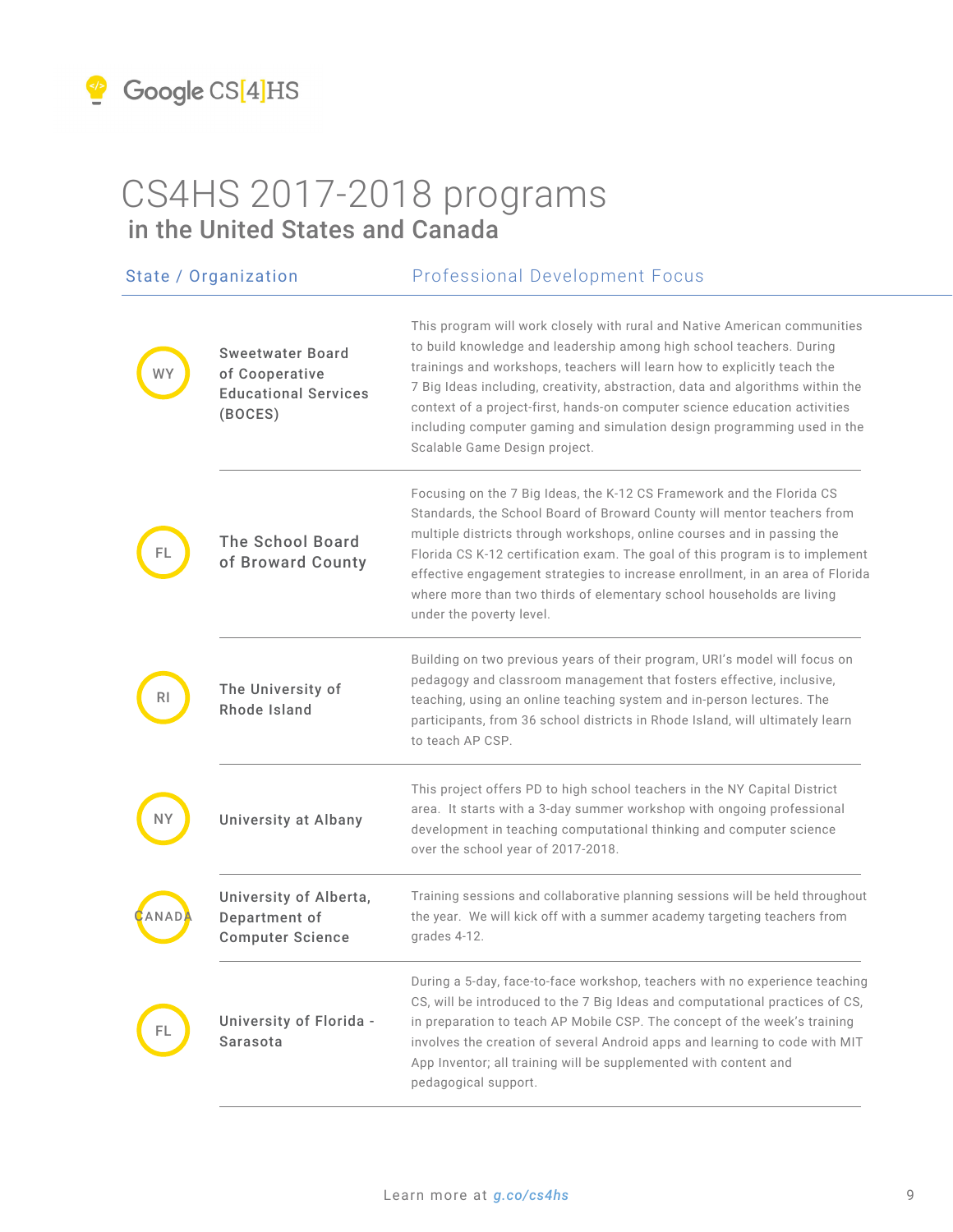# CS4HS 2017-2018 programs

## in the United States and Canada

| State | Organization | Professional Development Focus |
|---|---|---|
| WY | Sweetwater Board of Cooperative Educational Services (BOCES) | This program will work closely with rural and Native American communities to build knowledge and leadership among high school teachers. During trainings and workshops, teachers will learn how to explicitly teach the 7 Big Ideas including, creativity, abstraction, data and algorithms within the context of a project-first, hands-on computer science education activities including computer gaming and simulation design programming used in the Scalable Game Design project. |
| FL | The School Board of Broward County | Focusing on the 7 Big Ideas, the K-12 CS Framework and the Florida CS Standards, the School Board of Broward County will mentor teachers from multiple districts through workshops, online courses and in passing the Florida CS K-12 certification exam. The goal of this program is to implement effective engagement strategies to increase enrollment, in an area of Florida where more than two thirds of elementary school households are living under the poverty level. |
| RI | The University of Rhode Island | Building on two previous years of their program, URI's model will focus on pedagogy and classroom management that fosters effective, inclusive, teaching, using an online teaching system and in-person lectures. The participants, from 36 school districts in Rhode Island, will ultimately learn to teach AP CSP. |
| NY | University at Albany | This project offers PD to high school teachers in the NY Capital District area. It starts with a 3-day summer workshop with ongoing professional development in teaching computational thinking and computer science over the school year of 2017-2018. |
| CANADA | University of Alberta, Department of Computer Science | Training sessions and collaborative planning sessions will be held throughout the year. We will kick off with a summer academy targeting teachers from grades 4-12. |
| FL | University of Florida - Sarasota | During a 5-day, face-to-face workshop, teachers with no experience teaching CS, will be introduced to the 7 Big Ideas and computational practices of CS, in preparation to teach AP Mobile CSP. The concept of the week's training involves the creation of several Android apps and learning to code with MIT App Inventor; all training will be supplemented with content and pedagogical support. |

Learn more at g.co/cs4hs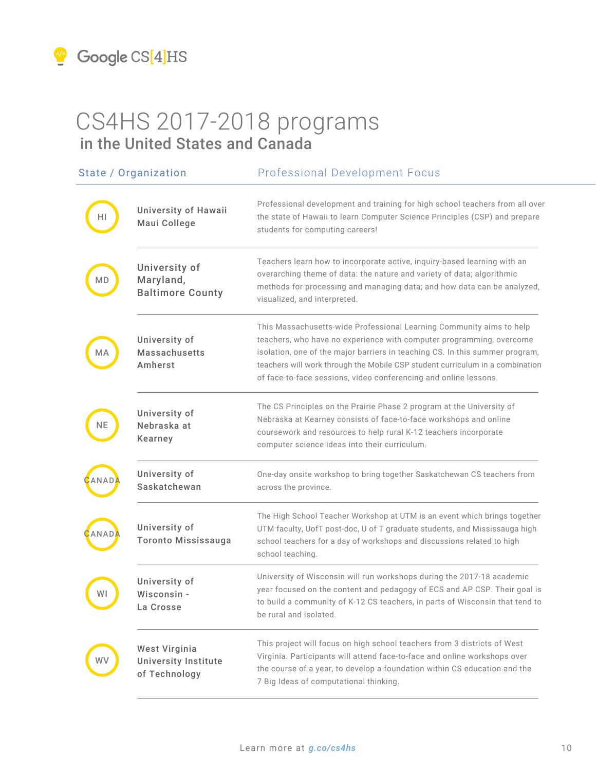Google CS[4]HS

# CS4HS 2017-2018 programs

## in the United States and Canada

| State / Organization | | Professional Development Focus |
|---|---|---|
| HI | University of Hawaii Maui College | Professional development and training for high school teachers from all over the state of Hawaii to learn Computer Science Principles (CSP) and prepare students for computing careers! |
| MD | University of Maryland, Baltimore County | Teachers learn how to incorporate active, inquiry-based learning with an overarching theme of data: the nature and variety of data; algorithmic methods for processing and managing data; and how data can be analyzed, visualized, and interpreted. |
| MA | University of Massachusetts Amherst | This Massachusetts-wide Professional Learning Community aims to help teachers, who have no experience with computer programming, overcome isolation, one of the major barriers in teaching CS. In this summer program, teachers will work through the Mobile CSP student curriculum in a combination of face-to-face sessions, video conferencing and online lessons. |
| NE | University of Nebraska at Kearney | The CS Principles on the Prairie Phase 2 program at the University of Nebraska at Kearney consists of face-to-face workshops and online coursework and resources to help rural K-12 teachers incorporate computer science ideas into their curriculum. |
| CANADA | University of Saskatchewan | One-day onsite workshop to bring together Saskatchewan CS teachers from across the province. |
| CANADA | University of Toronto Mississauga | The High School Teacher Workshop at UTM is an event which brings together UTM faculty, UofT post-doc, U of T graduate students, and Mississauga high school teachers for a day of workshops and discussions related to high school teaching. |
| WI | University of Wisconsin - La Crosse | University of Wisconsin will run workshops during the 2017-18 academic year focused on the content and pedagogy of ECS and AP CSP. Their goal is to build a community of K-12 CS teachers, in parts of Wisconsin that tend to be rural and isolated. |
| WV | West Virginia University Institute of Technology | This project will focus on high school teachers from 3 districts of West Virginia. Participants will attend face-to-face and online workshops over the course of a year, to develop a foundation within CS education and the 7 Big Ideas of computational thinking. |

Learn more at *g.co/cs4hs*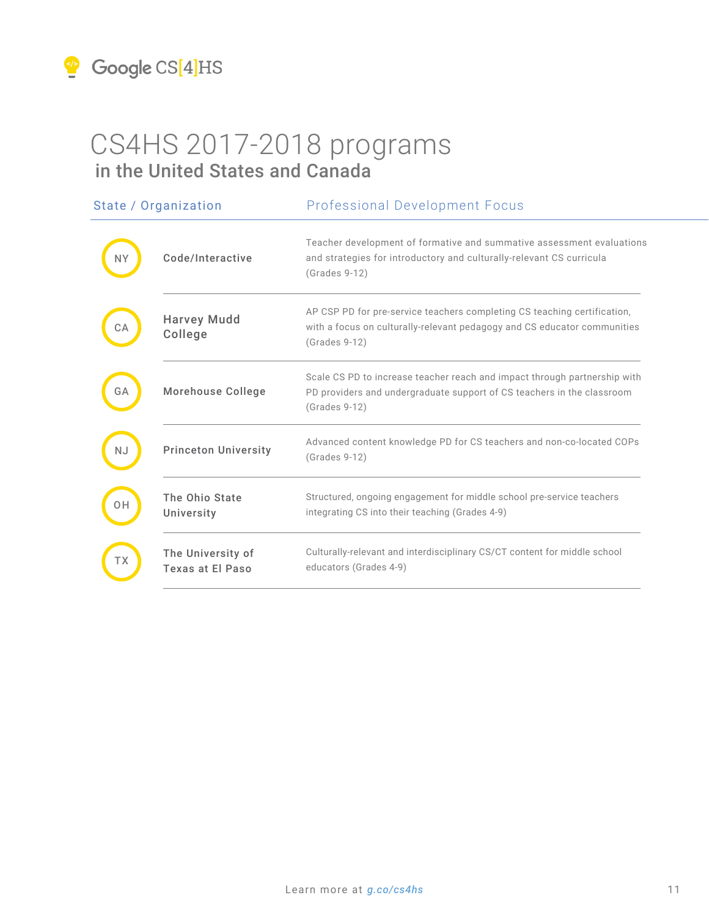Google CS[4]HS

# CS4HS 2017-2018 programs
## in the United States and Canada

| State | Organization | Professional Development Focus |
|---|---|---|
| NY | Code/Interactive | Teacher development of formative and summative assessment evaluations and strategies for introductory and culturally-relevant CS curricula (Grades 9-12) |
| CA | Harvey Mudd College | AP CSP PD for pre-service teachers completing CS teaching certification, with a focus on culturally-relevant pedagogy and CS educator communities (Grades 9-12) |
| GA | Morehouse College | Scale CS PD to increase teacher reach and impact through partnership with PD providers and undergraduate support of CS teachers in the classroom (Grades 9-12) |
| NJ | Princeton University | Advanced content knowledge PD for CS teachers and non-co-located COPs (Grades 9-12) |
| OH | The Ohio State University | Structured, ongoing engagement for middle school pre-service teachers integrating CS into their teaching (Grades 4-9) |
| TX | The University of Texas at El Paso | Culturally-relevant and interdisciplinary CS/CT content for middle school educators (Grades 4-9) |

Learn more at *g.co/cs4hs*